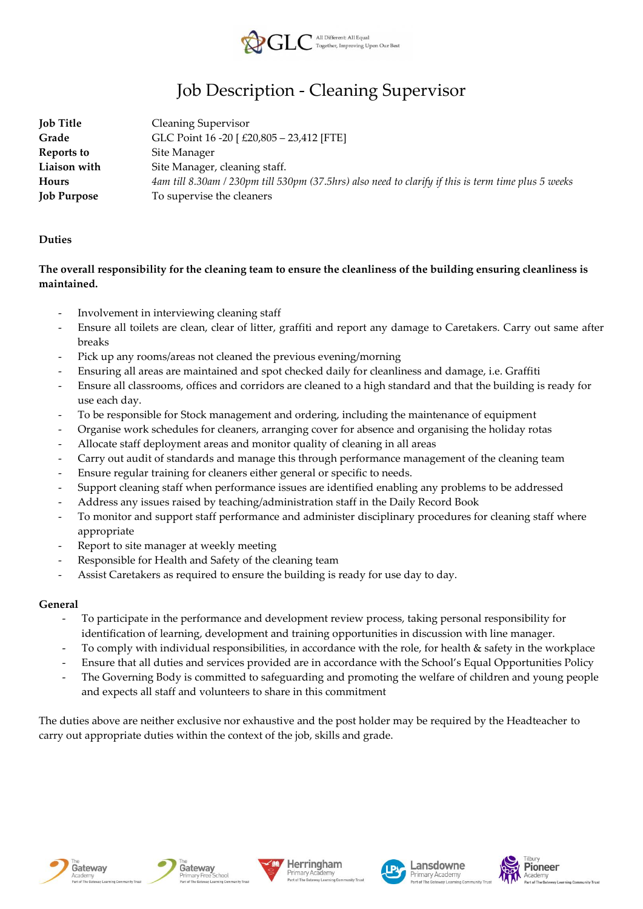# Job Description - Cleaning Supervisor

| | |
|---|---|
| **Job Title** | Cleaning Supervisor |
| **Grade** | GLC Point 16 -20 [ £20,805 – 23,412 [FTE] |
| **Reports to** | Site Manager |
| **Liaison with** | Site Manager, cleaning staff. |
| **Hours** | *4am till 8.30am / 230pm till 530pm (37.5hrs) also need to clarify if this is term time plus 5 weeks* |
| **Job Purpose** | To supervise the cleaners |

**Duties**

**The overall responsibility for the cleaning team to ensure the cleanliness of the building ensuring cleanliness is maintained.**

- Involvement in interviewing cleaning staff
- Ensure all toilets are clean, clear of litter, graffiti and report any damage to Caretakers. Carry out same after breaks
- Pick up any rooms/areas not cleaned the previous evening/morning
- Ensuring all areas are maintained and spot checked daily for cleanliness and damage, i.e. Graffiti
- Ensure all classrooms, offices and corridors are cleaned to a high standard and that the building is ready for use each day.
- To be responsible for Stock management and ordering, including the maintenance of equipment
- Organise work schedules for cleaners, arranging cover for absence and organising the holiday rotas
- Allocate staff deployment areas and monitor quality of cleaning in all areas
- Carry out audit of standards and manage this through performance management of the cleaning team
- Ensure regular training for cleaners either general or specific to needs.
- Support cleaning staff when performance issues are identified enabling any problems to be addressed
- Address any issues raised by teaching/administration staff in the Daily Record Book
- To monitor and support staff performance and administer disciplinary procedures for cleaning staff where appropriate
- Report to site manager at weekly meeting
- Responsible for Health and Safety of the cleaning team
- Assist Caretakers as required to ensure the building is ready for use day to day.

**General**

- To participate in the performance and development review process, taking personal responsibility for identification of learning, development and training opportunities in discussion with line manager.
- To comply with individual responsibilities, in accordance with the role, for health & safety in the workplace
- Ensure that all duties and services provided are in accordance with the School's Equal Opportunities Policy
- The Governing Body is committed to safeguarding and promoting the welfare of children and young people and expects all staff and volunteers to share in this commitment

The duties above are neither exclusive nor exhaustive and the post holder may be required by the Headteacher to carry out appropriate duties within the context of the job, skills and grade.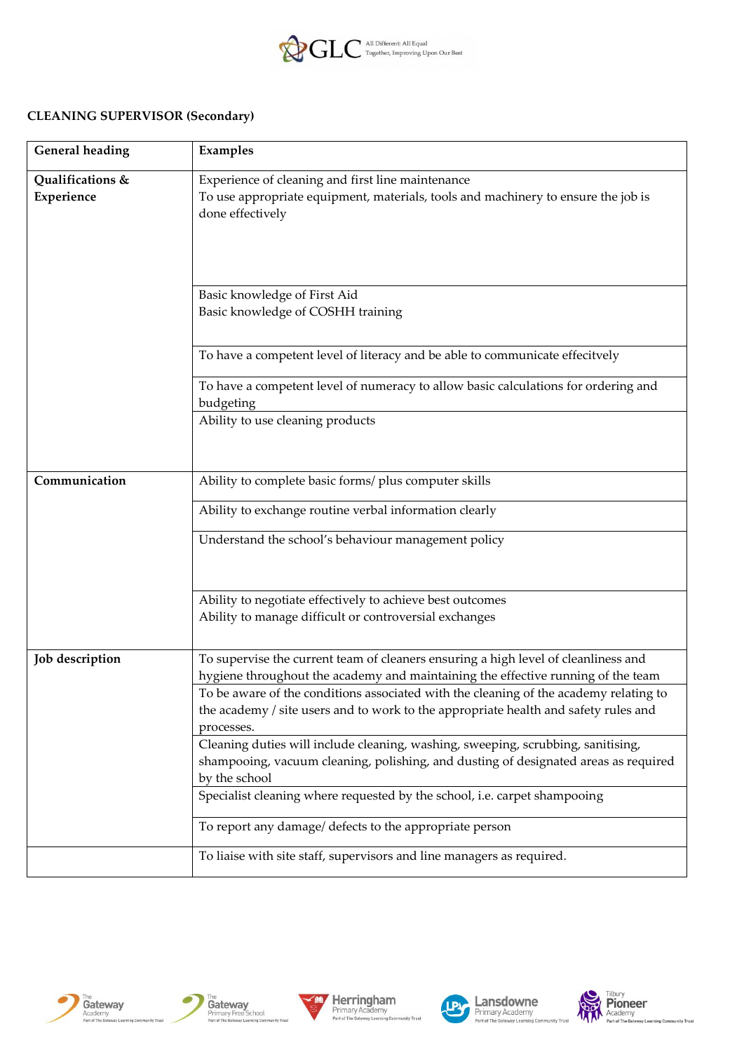**CLEANING SUPERVISOR (Secondary)**

| General heading | Examples |
|---|---|
| **Qualifications & Experience** | Experience of cleaning and first line maintenance<br>To use appropriate equipment, materials, tools and machinery to ensure the job is done effectively |
| | Basic knowledge of First Aid<br>Basic knowledge of COSHH training |
| | To have a competent level of literacy and be able to communicate effecitvely |
| | To have a competent level of numeracy to allow basic calculations for ordering and budgeting |
| | Ability to use cleaning products |
| **Communication** | Ability to complete basic forms/ plus computer skills |
| | Ability to exchange routine verbal information clearly |
| | Understand the school's behaviour management policy |
| | Ability to negotiate effectively to achieve best outcomes<br>Ability to manage difficult or controversial exchanges |
| **Job description** | To supervise the current team of cleaners ensuring a high level of cleanliness and hygiene throughout the academy and maintaining the effective running of the team |
| | To be aware of the conditions associated with the cleaning of the academy relating to the academy / site users and to work to the appropriate health and safety rules and processes. |
| | Cleaning duties will include cleaning, washing, sweeping, scrubbing, sanitising, shampooing, vacuum cleaning, polishing, and dusting of designated areas as required by the school |
| | Specialist cleaning where requested by the school, i.e. carpet shampooing |
| | To report any damage/ defects to the appropriate person |
| | To liaise with site staff, supervisors and line managers as required. |